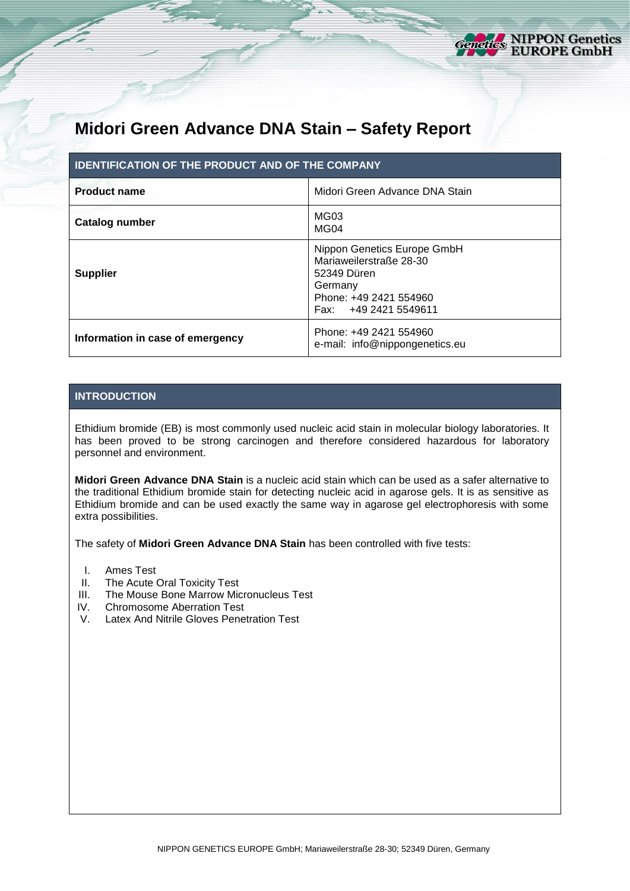# Midori Green Advance DNA Stain – Safety Report

| IDENTIFICATION OF THE PRODUCT AND OF THE COMPANY | |
|---|---|
| **Product name** | Midori Green Advance DNA Stain |
| **Catalog number** | MG03<br>MG04 |
| **Supplier** | Nippon Genetics Europe GmbH<br>Mariaweilerstraße 28-30<br>52349 Düren<br>Germany<br>Phone: +49 2421 554960<br>Fax: +49 2421 5549611 |
| **Information in case of emergency** | Phone: +49 2421 554960<br>e-mail: info@nippongenetics.eu |

## INTRODUCTION

Ethidium bromide (EB) is most commonly used nucleic acid stain in molecular biology laboratories. It has been proved to be strong carcinogen and therefore considered hazardous for laboratory personnel and environment.

**Midori Green Advance DNA Stain** is a nucleic acid stain which can be used as a safer alternative to the traditional Ethidium bromide stain for detecting nucleic acid in agarose gels. It is as sensitive as Ethidium bromide and can be used exactly the same way in agarose gel electrophoresis with some extra possibilities.

The safety of **Midori Green Advance DNA Stain** has been controlled with five tests:

I. Ames Test
II. The Acute Oral Toxicity Test
III. The Mouse Bone Marrow Micronucleus Test
IV. Chromosome Aberration Test
V. Latex And Nitrile Gloves Penetration Test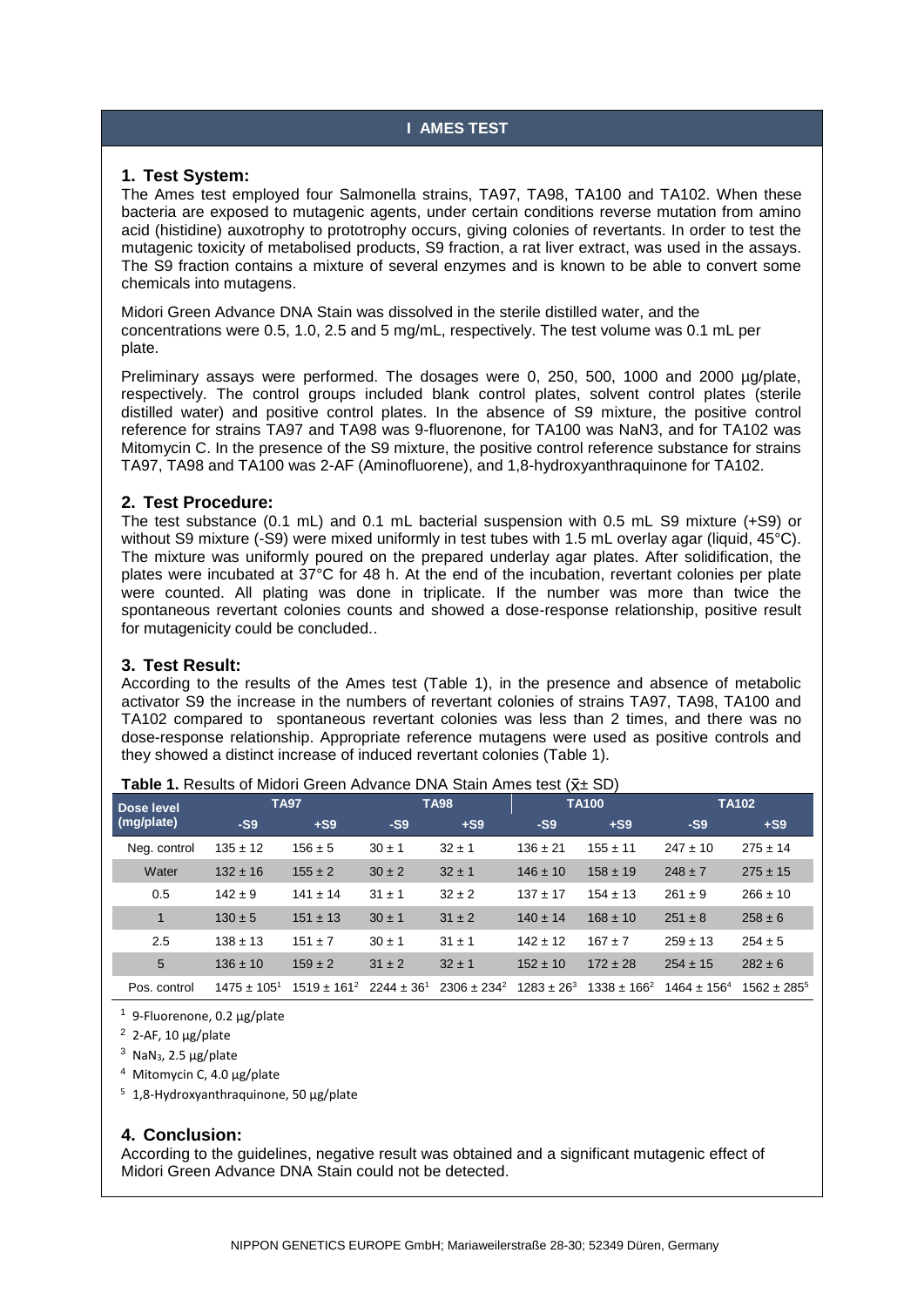# I AMES TEST

## 1. Test System:

The Ames test employed four Salmonella strains, TA97, TA98, TA100 and TA102. When these bacteria are exposed to mutagenic agents, under certain conditions reverse mutation from amino acid (histidine) auxotrophy to prototrophy occurs, giving colonies of revertants. In order to test the mutagenic toxicity of metabolised products, S9 fraction, a rat liver extract, was used in the assays. The S9 fraction contains a mixture of several enzymes and is known to be able to convert some chemicals into mutagens.

Midori Green Advance DNA Stain was dissolved in the sterile distilled water, and the concentrations were 0.5, 1.0, 2.5 and 5 mg/mL, respectively. The test volume was 0.1 mL per plate.

Preliminary assays were performed. The dosages were 0, 250, 500, 1000 and 2000 µg/plate, respectively. The control groups included blank control plates, solvent control plates (sterile distilled water) and positive control plates. In the absence of S9 mixture, the positive control reference for strains TA97 and TA98 was 9-fluorenone, for TA100 was NaN3, and for TA102 was Mitomycin C. In the presence of the S9 mixture, the positive control reference substance for strains TA97, TA98 and TA100 was 2-AF (Aminofluorene), and 1,8-hydroxyanthraquinone for TA102.

## 2. Test Procedure:

The test substance (0.1 mL) and 0.1 mL bacterial suspension with 0.5 mL S9 mixture (+S9) or without S9 mixture (-S9) were mixed uniformly in test tubes with 1.5 mL overlay agar (liquid, 45°C). The mixture was uniformly poured on the prepared underlay agar plates. After solidification, the plates were incubated at 37°C for 48 h. At the end of the incubation, revertant colonies per plate were counted. All plating was done in triplicate. If the number was more than twice the spontaneous revertant colonies counts and showed a dose-response relationship, positive result for mutagenicity could be concluded..

## 3. Test Result:

According to the results of the Ames test (Table 1), in the presence and absence of metabolic activator S9 the increase in the numbers of revertant colonies of strains TA97, TA98, TA100 and TA102 compared to spontaneous revertant colonies was less than 2 times, and there was no dose-response relationship. Appropriate reference mutagens were used as positive controls and they showed a distinct increase of induced revertant colonies (Table 1).

**Table 1.** Results of Midori Green Advance DNA Stain Ames test ($\bar{x}$± SD)

| Dose level (mg/plate) | TA97 | | TA98 | | TA100 | | TA102 | |
|---|---|---|---|---|---|---|---|---|
| | -S9 | +S9 | -S9 | +S9 | -S9 | +S9 | -S9 | +S9 |
| Neg. control | 135 ± 12 | 156 ± 5 | 30 ± 1 | 32 ± 1 | 136 ± 21 | 155 ± 11 | 247 ± 10 | 275 ± 14 |
| Water | 132 ± 16 | 155 ± 2 | 30 ± 2 | 32 ± 1 | 146 ± 10 | 158 ± 19 | 248 ± 7 | 275 ± 15 |
| 0.5 | 142 ± 9 | 141 ± 14 | 31 ± 1 | 32 ± 2 | 137 ± 17 | 154 ± 13 | 261 ± 9 | 266 ± 10 |
| 1 | 130 ± 5 | 151 ± 13 | 30 ± 1 | 31 ± 2 | 140 ± 14 | 168 ± 10 | 251 ± 8 | 258 ± 6 |
| 2.5 | 138 ± 13 | 151 ± 7 | 30 ± 1 | 31 ± 1 | 142 ± 12 | 167 ± 7 | 259 ± 13 | 254 ± 5 |
| 5 | 136 ± 10 | 159 ± 2 | 31 ± 2 | 32 ± 1 | 152 ± 10 | 172 ± 28 | 254 ± 15 | 282 ± 6 |
| Pos. control | 1475 ± 105[1] | 1519 ± 161[2] | 2244 ± 36[1] | 2306 ± 234[2] | 1283 ± 26[3] | 1338 ± 166[2] | 1464 ± 156[4] | 1562 ± 285[5] |

[1] 9-Fluorenone, 0.2 µg/plate

[2] 2-AF, 10 µg/plate

[3] $NaN_3$, 2.5 µg/plate

[4] Mitomycin C, 4.0 µg/plate

[5] 1,8-Hydroxyanthraquinone, 50 µg/plate

## 4. Conclusion:

According to the guidelines, negative result was obtained and a significant mutagenic effect of Midori Green Advance DNA Stain could not be detected.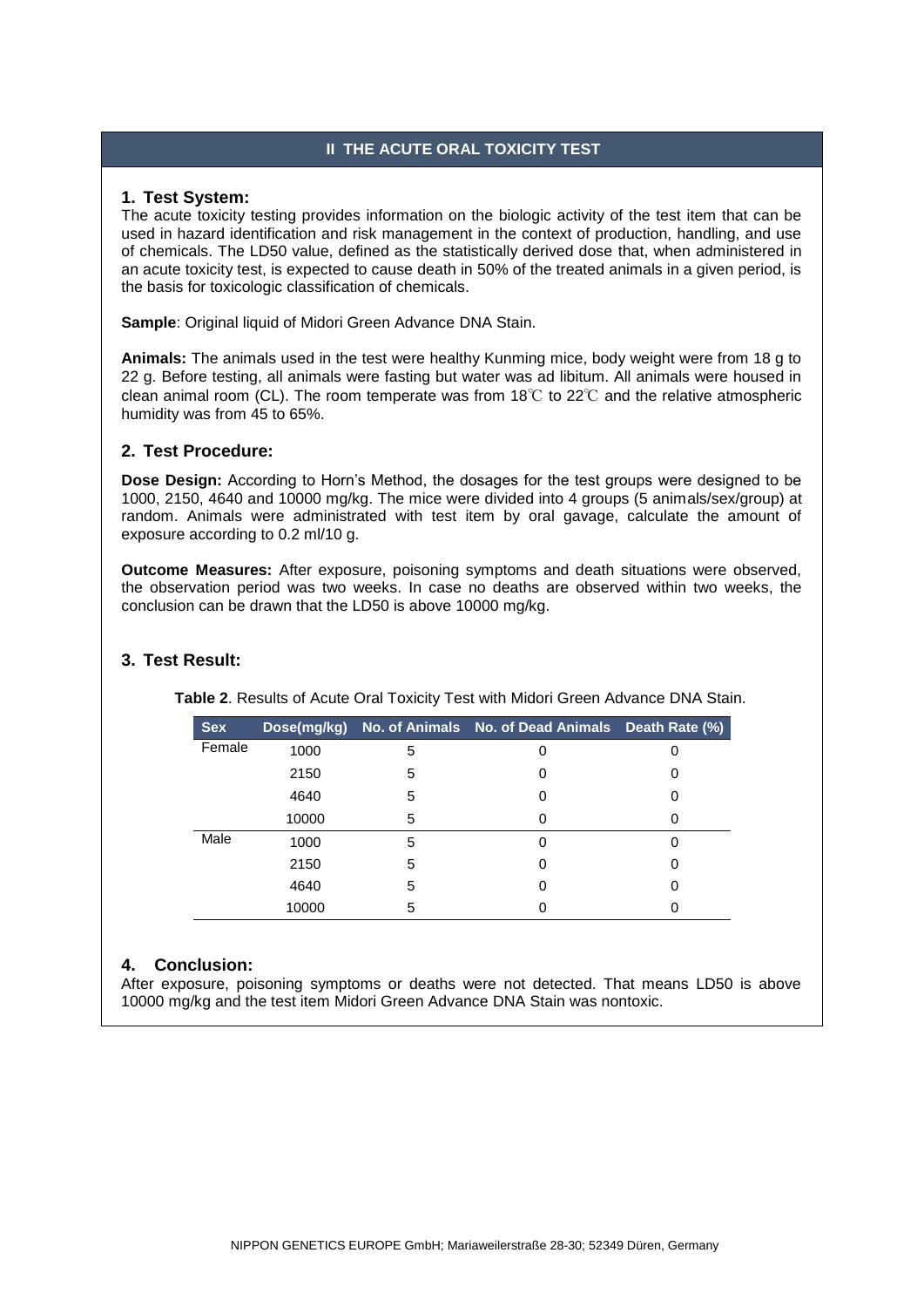## II THE ACUTE ORAL TOXICITY TEST

### 1. Test System:

The acute toxicity testing provides information on the biologic activity of the test item that can be used in hazard identification and risk management in the context of production, handling, and use of chemicals. The LD50 value, defined as the statistically derived dose that, when administered in an acute toxicity test, is expected to cause death in 50% of the treated animals in a given period, is the basis for toxicologic classification of chemicals.

**Sample**: Original liquid of Midori Green Advance DNA Stain.

**Animals:** The animals used in the test were healthy Kunming mice, body weight were from 18 g to 22 g. Before testing, all animals were fasting but water was ad libitum. All animals were housed in clean animal room (CL). The room temperate was from 18℃ to 22℃ and the relative atmospheric humidity was from 45 to 65%.

### 2. Test Procedure:

**Dose Design:** According to Horn's Method, the dosages for the test groups were designed to be 1000, 2150, 4640 and 10000 mg/kg. The mice were divided into 4 groups (5 animals/sex/group) at random. Animals were administrated with test item by oral gavage, calculate the amount of exposure according to 0.2 ml/10 g.

**Outcome Measures:** After exposure, poisoning symptoms and death situations were observed, the observation period was two weeks. In case no deaths are observed within two weeks, the conclusion can be drawn that the LD50 is above 10000 mg/kg.

### 3. Test Result:

**Table 2**. Results of Acute Oral Toxicity Test with Midori Green Advance DNA Stain.

| Sex | Dose(mg/kg) | No. of Animals | No. of Dead Animals | Death Rate (%) |
|---|---|---|---|---|
| Female | 1000 | 5 | 0 | 0 |
| | 2150 | 5 | 0 | 0 |
| | 4640 | 5 | 0 | 0 |
| | 10000 | 5 | 0 | 0 |
| Male | 1000 | 5 | 0 | 0 |
| | 2150 | 5 | 0 | 0 |
| | 4640 | 5 | 0 | 0 |
| | 10000 | 5 | 0 | 0 |

### 4. Conclusion:

After exposure, poisoning symptoms or deaths were not detected. That means LD50 is above 10000 mg/kg and the test item Midori Green Advance DNA Stain was nontoxic.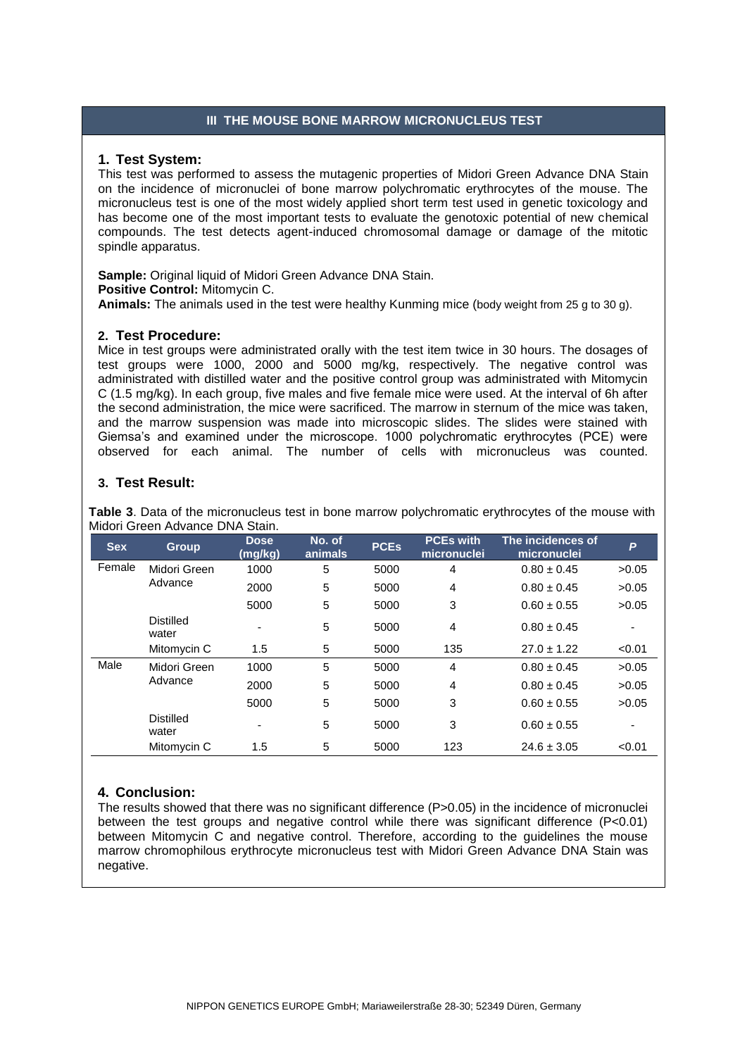## III THE MOUSE BONE MARROW MICRONUCLEUS TEST

### 1. Test System:

This test was performed to assess the mutagenic properties of Midori Green Advance DNA Stain on the incidence of micronuclei of bone marrow polychromatic erythrocytes of the mouse. The micronucleus test is one of the most widely applied short term test used in genetic toxicology and has become one of the most important tests to evaluate the genotoxic potential of new chemical compounds. The test detects agent-induced chromosomal damage or damage of the mitotic spindle apparatus.

**Sample:** Original liquid of Midori Green Advance DNA Stain.
**Positive Control:** Mitomycin C.
**Animals:** The animals used in the test were healthy Kunming mice (body weight from 25 g to 30 g).

### 2. Test Procedure:

Mice in test groups were administrated orally with the test item twice in 30 hours. The dosages of test groups were 1000, 2000 and 5000 mg/kg, respectively. The negative control was administrated with distilled water and the positive control group was administrated with Mitomycin C (1.5 mg/kg). In each group, five males and five female mice were used. At the interval of 6h after the second administration, the mice were sacrificed. The marrow in sternum of the mice was taken, and the marrow suspension was made into microscopic slides. The slides were stained with Giemsa's and examined under the microscope. 1000 polychromatic erythrocytes (PCE) were observed for each animal. The number of cells with micronucleus was counted.

### 3. Test Result:

**Table 3**. Data of the micronucleus test in bone marrow polychromatic erythrocytes of the mouse with Midori Green Advance DNA Stain.

| Sex | Group | Dose (mg/kg) | No. of animals | PCEs | PCEs with micronuclei | The incidences of micronuclei | *P* |
|---|---|---|---|---|---|---|---|
| Female | Midori Green Advance | 1000 | 5 | 5000 | 4 | 0.80 ± 0.45 | >0.05 |
| | | 2000 | 5 | 5000 | 4 | 0.80 ± 0.45 | >0.05 |
| | | 5000 | 5 | 5000 | 3 | 0.60 ± 0.55 | >0.05 |
| | Distilled water | - | 5 | 5000 | 4 | 0.80 ± 0.45 | - |
| | Mitomycin C | 1.5 | 5 | 5000 | 135 | 27.0 ± 1.22 | <0.01 |
| Male | Midori Green Advance | 1000 | 5 | 5000 | 4 | 0.80 ± 0.45 | >0.05 |
| | | 2000 | 5 | 5000 | 4 | 0.80 ± 0.45 | >0.05 |
| | | 5000 | 5 | 5000 | 3 | 0.60 ± 0.55 | >0.05 |
| | Distilled water | - | 5 | 5000 | 3 | 0.60 ± 0.55 | - |
| | Mitomycin C | 1.5 | 5 | 5000 | 123 | 24.6 ± 3.05 | <0.01 |

### 4. Conclusion:

The results showed that there was no significant difference (P>0.05) in the incidence of micronuclei between the test groups and negative control while there was significant difference (P<0.01) between Mitomycin C and negative control. Therefore, according to the guidelines the mouse marrow chromophilous erythrocyte micronucleus test with Midori Green Advance DNA Stain was negative.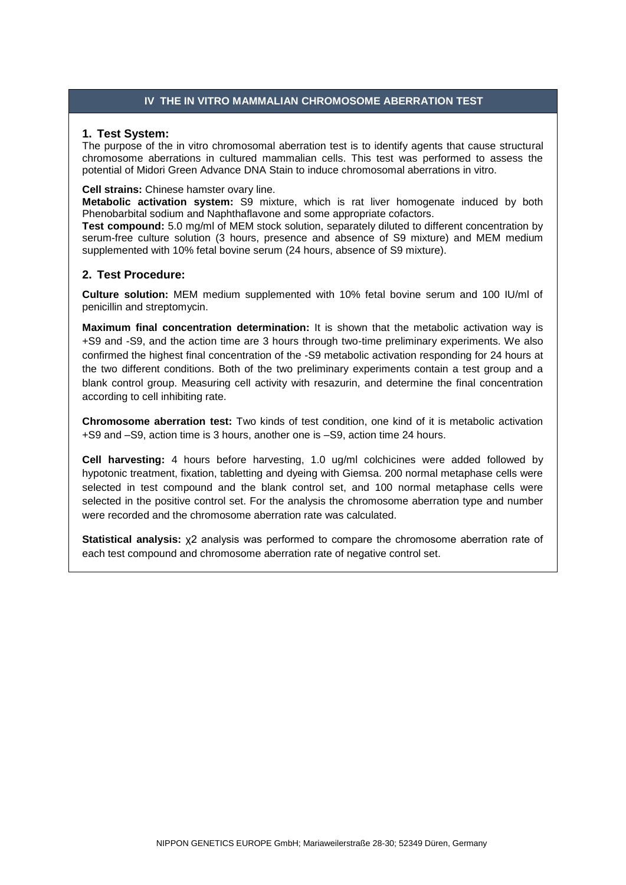## IV THE IN VITRO MAMMALIAN CHROMOSOME ABERRATION TEST

### 1. Test System:

The purpose of the in vitro chromosomal aberration test is to identify agents that cause structural chromosome aberrations in cultured mammalian cells. This test was performed to assess the potential of Midori Green Advance DNA Stain to induce chromosomal aberrations in vitro.

**Cell strains:** Chinese hamster ovary line.

**Metabolic activation system:** S9 mixture, which is rat liver homogenate induced by both Phenobarbital sodium and Naphthaflavone and some appropriate cofactors.

**Test compound:** 5.0 mg/ml of MEM stock solution, separately diluted to different concentration by serum-free culture solution (3 hours, presence and absence of S9 mixture) and MEM medium supplemented with 10% fetal bovine serum (24 hours, absence of S9 mixture).

### 2. Test Procedure:

**Culture solution:** MEM medium supplemented with 10% fetal bovine serum and 100 IU/ml of penicillin and streptomycin.

**Maximum final concentration determination:** It is shown that the metabolic activation way is +S9 and -S9, and the action time are 3 hours through two-time preliminary experiments. We also confirmed the highest final concentration of the -S9 metabolic activation responding for 24 hours at the two different conditions. Both of the two preliminary experiments contain a test group and a blank control group. Measuring cell activity with resazurin, and determine the final concentration according to cell inhibiting rate.

**Chromosome aberration test:** Two kinds of test condition, one kind of it is metabolic activation +S9 and –S9, action time is 3 hours, another one is –S9, action time 24 hours.

**Cell harvesting:** 4 hours before harvesting, 1.0 ug/ml colchicines were added followed by hypotonic treatment, fixation, tabletting and dyeing with Giemsa. 200 normal metaphase cells were selected in test compound and the blank control set, and 100 normal metaphase cells were selected in the positive control set. For the analysis the chromosome aberration type and number were recorded and the chromosome aberration rate was calculated.

**Statistical analysis:** $\chi^2$ analysis was performed to compare the chromosome aberration rate of each test compound and chromosome aberration rate of negative control set.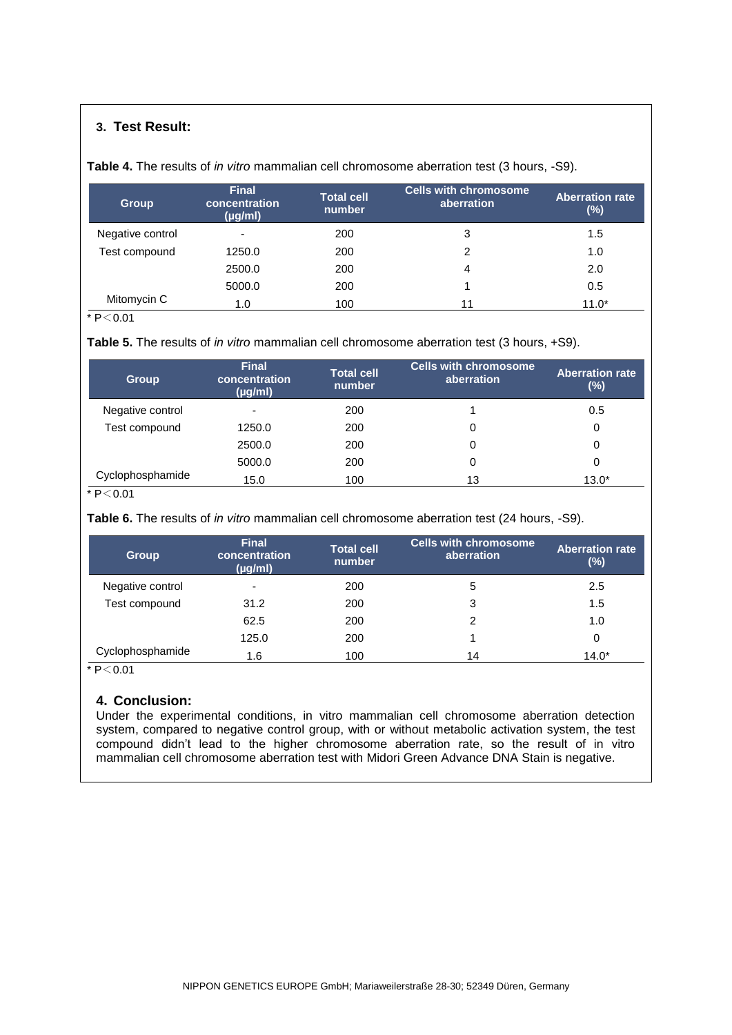### 3. Test Result:

**Table 4.** The results of *in vitro* mammalian cell chromosome aberration test (3 hours, -S9).

| Group | Final concentration (μg/ml) | Total cell number | Cells with chromosome aberration | Aberration rate (%) |
|---|---|---|---|---|
| Negative control | - | 200 | 3 | 1.5 |
| Test compound | 1250.0 | 200 | 2 | 1.0 |
| | 2500.0 | 200 | 4 | 2.0 |
| | 5000.0 | 200 | 1 | 0.5 |
| Mitomycin C | 1.0 | 100 | 11 | 11.0* |

* $P < 0.01$

**Table 5.** The results of *in vitro* mammalian cell chromosome aberration test (3 hours, +S9).

| Group | Final concentration (μg/ml) | Total cell number | Cells with chromosome aberration | Aberration rate (%) |
|---|---|---|---|---|
| Negative control | - | 200 | 1 | 0.5 |
| Test compound | 1250.0 | 200 | 0 | 0 |
| | 2500.0 | 200 | 0 | 0 |
| | 5000.0 | 200 | 0 | 0 |
| Cyclophosphamide | 15.0 | 100 | 13 | 13.0* |

* $P < 0.01$

**Table 6.** The results of *in vitro* mammalian cell chromosome aberration test (24 hours, -S9).

| Group | Final concentration (μg/ml) | Total cell number | Cells with chromosome aberration | Aberration rate (%) |
|---|---|---|---|---|
| Negative control | - | 200 | 5 | 2.5 |
| Test compound | 31.2 | 200 | 3 | 1.5 |
| | 62.5 | 200 | 2 | 1.0 |
| | 125.0 | 200 | 1 | 0 |
| Cyclophosphamide | 1.6 | 100 | 14 | 14.0* |

* $P < 0.01$

### 4. Conclusion:

Under the experimental conditions, in vitro mammalian cell chromosome aberration detection system, compared to negative control group, with or without metabolic activation system, the test compound didn't lead to the higher chromosome aberration rate, so the result of in vitro mammalian cell chromosome aberration test with Midori Green Advance DNA Stain is negative.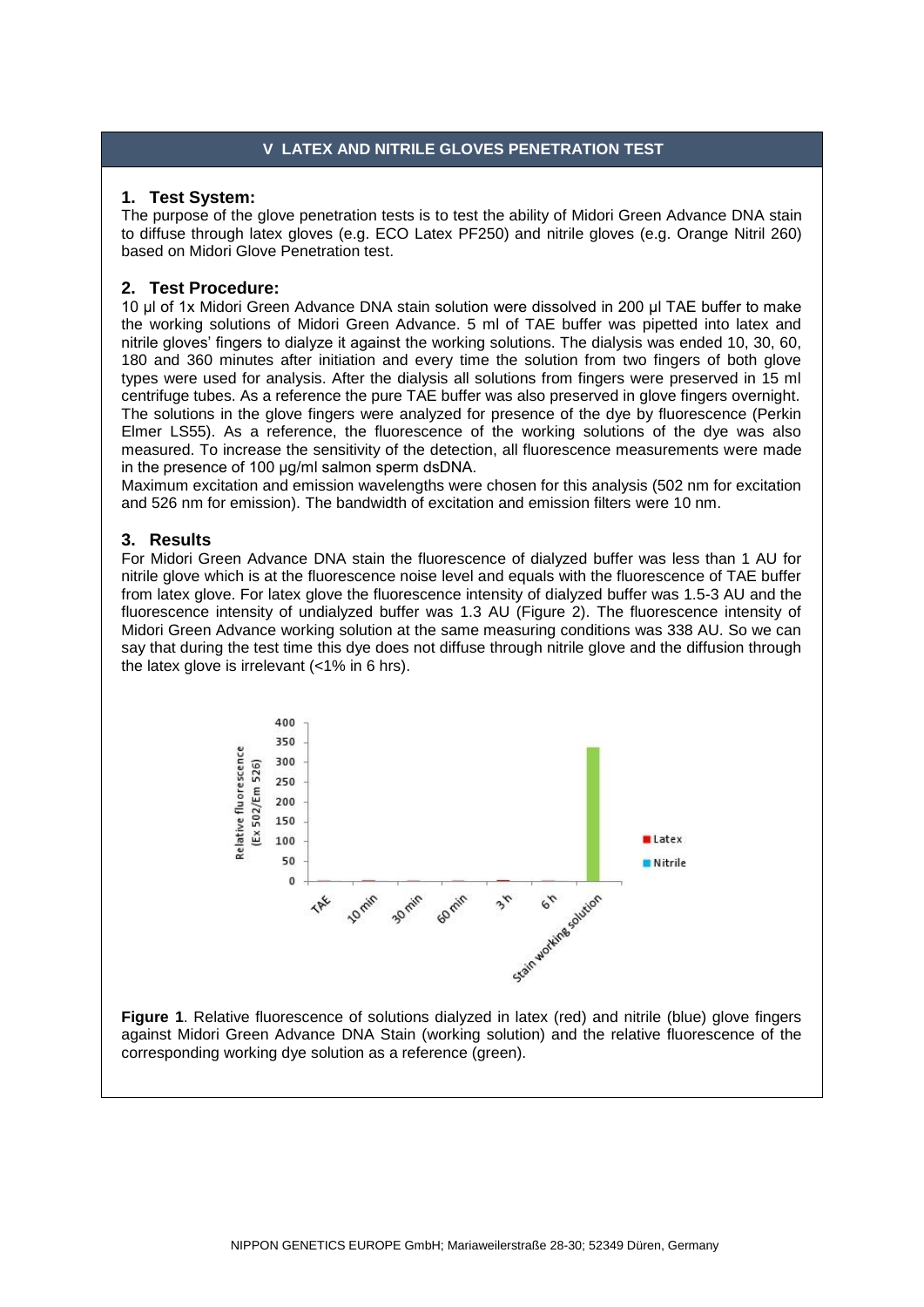## V LATEX AND NITRILE GLOVES PENETRATION TEST

### 1. Test System:

The purpose of the glove penetration tests is to test the ability of Midori Green Advance DNA stain to diffuse through latex gloves (e.g. ECO Latex PF250) and nitrile gloves (e.g. Orange Nitril 260) based on Midori Glove Penetration test.

### 2. Test Procedure:

10 µl of 1x Midori Green Advance DNA stain solution were dissolved in 200 µl TAE buffer to make the working solutions of Midori Green Advance. 5 ml of TAE buffer was pipetted into latex and nitrile gloves' fingers to dialyze it against the working solutions. The dialysis was ended 10, 30, 60, 180 and 360 minutes after initiation and every time the solution from two fingers of both glove types were used for analysis. After the dialysis all solutions from fingers were preserved in 15 ml centrifuge tubes. As a reference the pure TAE buffer was also preserved in glove fingers overnight. The solutions in the glove fingers were analyzed for presence of the dye by fluorescence (Perkin Elmer LS55). As a reference, the fluorescence of the working solutions of the dye was also measured. To increase the sensitivity of the detection, all fluorescence measurements were made in the presence of 100 µg/ml salmon sperm dsDNA.

Maximum excitation and emission wavelengths were chosen for this analysis (502 nm for excitation and 526 nm for emission). The bandwidth of excitation and emission filters were 10 nm.

### 3. Results

For Midori Green Advance DNA stain the fluorescence of dialyzed buffer was less than 1 AU for nitrile glove which is at the fluorescence noise level and equals with the fluorescence of TAE buffer from latex glove. For latex glove the fluorescence intensity of dialyzed buffer was 1.5-3 AU and the fluorescence intensity of undialyzed buffer was 1.3 AU (Figure 2). The fluorescence intensity of Midori Green Advance working solution at the same measuring conditions was 338 AU. So we can say that during the test time this dye does not diffuse through nitrile glove and the diffusion through the latex glove is irrelevant (<1% in 6 hrs).

**Figure 1**. Relative fluorescence of solutions dialyzed in latex (red) and nitrile (blue) glove fingers against Midori Green Advance DNA Stain (working solution) and the relative fluorescence of the corresponding working dye solution as a reference (green).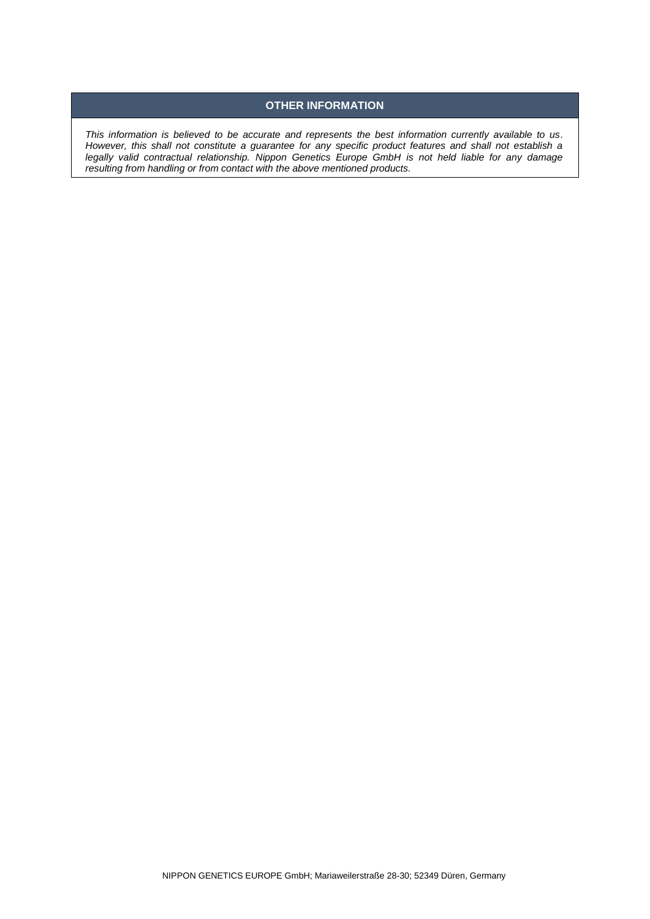## OTHER INFORMATION

*This information is believed to be accurate and represents the best information currently available to us. However, this shall not constitute a guarantee for any specific product features and shall not establish a legally valid contractual relationship. Nippon Genetics Europe GmbH is not held liable for any damage resulting from handling or from contact with the above mentioned products.*